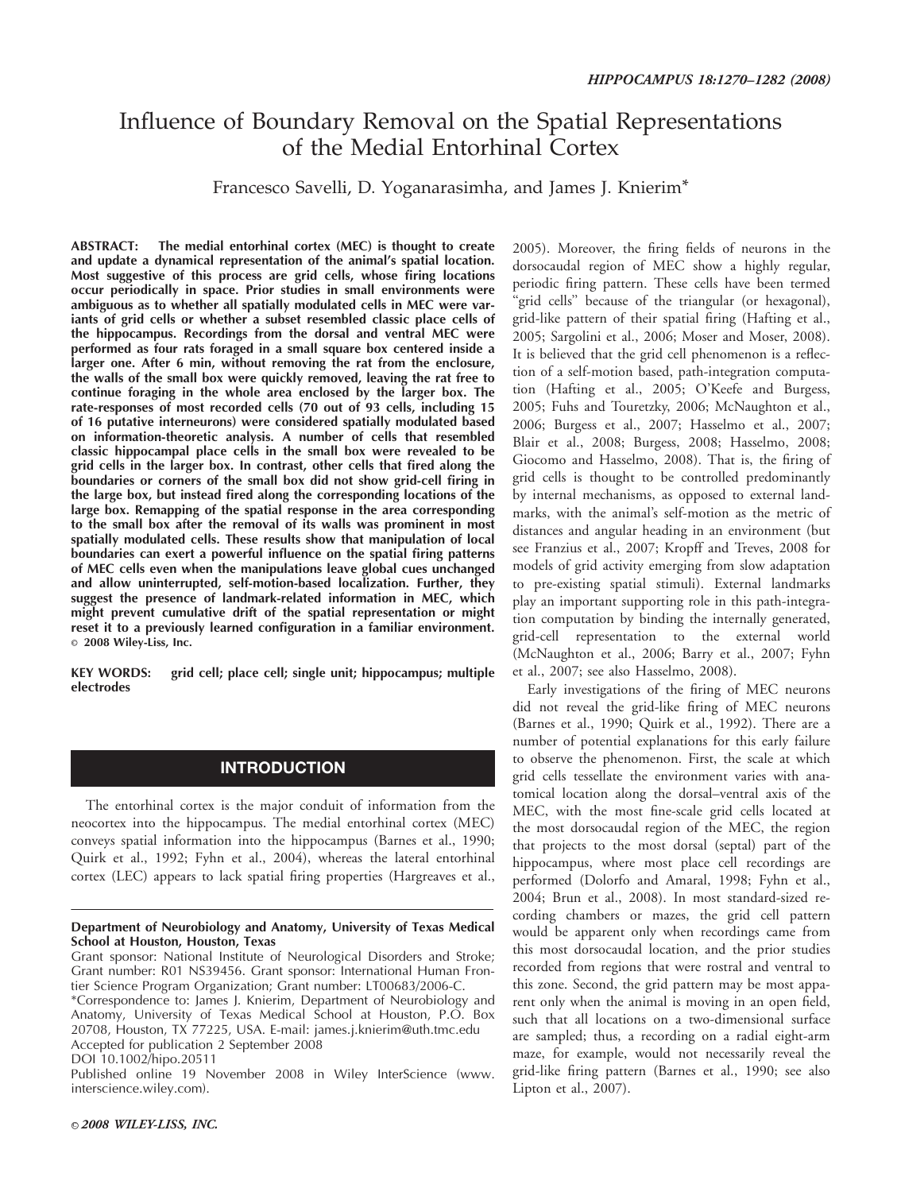# Influence of Boundary Removal on the Spatial Representations of the Medial Entorhinal Cortex

Francesco Savelli, D. Yoganarasimha, and James J. Knierim*

**ABSTRACT: The medial entorhinal cortex (MEC) is thought to create and update a dynamical representation of the animal's spatial location. Most suggestive of this process are grid cells, whose firing locations occur periodically in space. Prior studies in small environments were ambiguous as to whether all spatially modulated cells in MEC were variants of grid cells or whether a subset resembled classic place cells of the hippocampus. Recordings from the dorsal and ventral MEC were performed as four rats foraged in a small square box centered inside a larger one. After 6 min, without removing the rat from the enclosure, the walls of the small box were quickly removed, leaving the rat free to continue foraging in the whole area enclosed by the larger box. The rate-responses of most recorded cells (70 out of 93 cells, including 15 of 16 putative interneurons) were considered spatially modulated based on information-theoretic analysis. A number of cells that resembled classic hippocampal place cells in the small box were revealed to be grid cells in the larger box. In contrast, other cells that fired along the boundaries or corners of the small box did not show grid-cell firing in the large box, but instead fired along the corresponding locations of the large box. Remapping of the spatial response in the area corresponding to the small box after the removal of its walls was prominent in most spatially modulated cells. These results show that manipulation of local boundaries can exert a powerful influence on the spatial firing patterns of MEC cells even when the manipulations leave global cues unchanged and allow uninterrupted, self-motion-based localization. Further, they suggest the presence of landmark-related information in MEC, which might prevent cumulative drift of the spatial representation or might reset it to a previously learned configuration in a familiar environment.** © 2008 Wiley-Liss, Inc.

**KEY WORDS:** grid cell; place cell; single unit; hippocampus; multiple electrodes

## INTRODUCTION

The entorhinal cortex is the major conduit of information from the neocortex into the hippocampus. The medial entorhinal cortex (MEC) conveys spatial information into the hippocampus (Barnes et al., 1990; Quirk et al., 1992; Fyhn et al., 2004), whereas the lateral entorhinal cortex (LEC) appears to lack spatial firing properties (Hargreaves et al., 2005). Moreover, the firing fields of neurons in the dorsocaudal region of MEC show a highly regular, periodic firing pattern. These cells have been termed "grid cells" because of the triangular (or hexagonal), grid-like pattern of their spatial firing (Hafting et al., 2005; Sargolini et al., 2006; Moser and Moser, 2008). It is believed that the grid cell phenomenon is a reflection of a self-motion based, path-integration computation (Hafting et al., 2005; O'Keefe and Burgess, 2005; Fuhs and Touretzky, 2006; McNaughton et al., 2006; Burgess et al., 2007; Hasselmo et al., 2007; Blair et al., 2008; Burgess, 2008; Hasselmo, 2008; Giocomo and Hasselmo, 2008). That is, the firing of grid cells is thought to be controlled predominantly by internal mechanisms, as opposed to external landmarks, with the animal's self-motion as the metric of distances and angular heading in an environment (but see Franzius et al., 2007; Kropff and Treves, 2008 for models of grid activity emerging from slow adaptation to pre-existing spatial stimuli). External landmarks play an important supporting role in this path-integration computation by binding the internally generated, grid-cell representation to the external world (McNaughton et al., 2006; Barry et al., 2007; Fyhn et al., 2007; see also Hasselmo, 2008).

Early investigations of the firing of MEC neurons did not reveal the grid-like firing of MEC neurons (Barnes et al., 1990; Quirk et al., 1992). There are a number of potential explanations for this early failure to observe the phenomenon. First, the scale at which grid cells tessellate the environment varies with anatomical location along the dorsal–ventral axis of the MEC, with the most fine-scale grid cells located at the most dorsocaudal region of the MEC, the region that projects to the most dorsal (septal) part of the hippocampus, where most place cell recordings are performed (Dolorfo and Amaral, 1998; Fyhn et al., 2004; Brun et al., 2008). In most standard-sized recording chambers or mazes, the grid cell pattern would be apparent only when recordings came from this most dorsocaudal location, and the prior studies recorded from regions that were rostral and ventral to this zone. Second, the grid pattern may be most apparent only when the animal is moving in an open field, such that all locations on a two-dimensional surface are sampled; thus, a recording on a radial eight-arm maze, for example, would not necessarily reveal the grid-like firing pattern (Barnes et al., 1990; see also Lipton et al., 2007).

**Department of Neurobiology and Anatomy, University of Texas Medical School at Houston, Houston, Texas**

Grant sponsor: National Institute of Neurological Disorders and Stroke; Grant number: R01 NS39456. Grant sponsor: International Human Frontier Science Program Organization; Grant number: LT00683/2006-C.

*Correspondence to: James J. Knierim, Department of Neurobiology and Anatomy, University of Texas Medical School at Houston, P.O. Box 20708, Houston, TX 77225, USA. E-mail: james.j.knierim@uth.tmc.edu

Accepted for publication 2 September 2008

DOI 10.1002/hipo.20511

Published online 19 November 2008 in Wiley InterScience (www.interscience.wiley.com).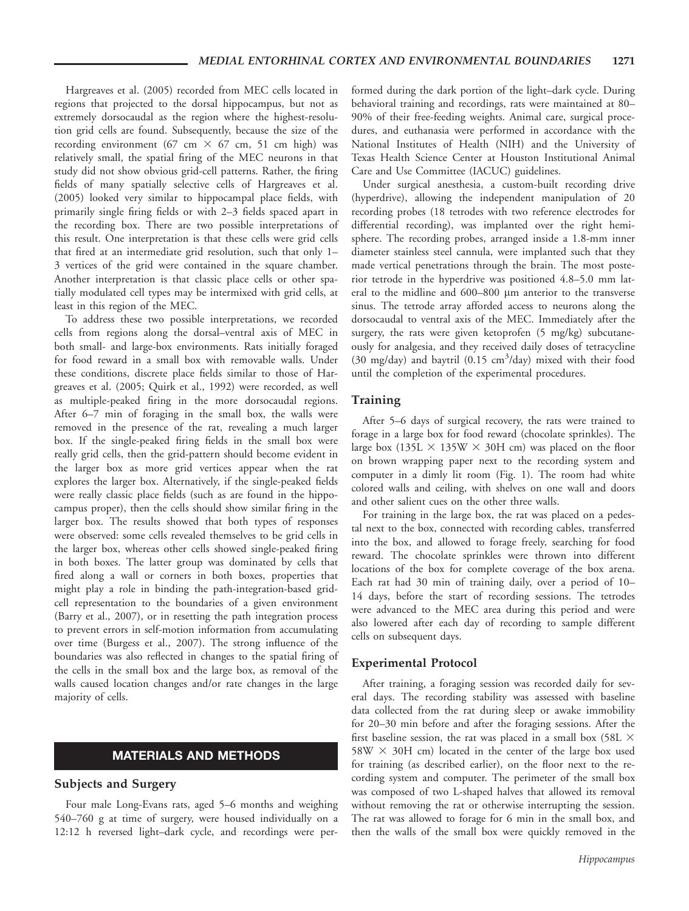Hargreaves et al. (2005) recorded from MEC cells located in regions that projected to the dorsal hippocampus, but not as extremely dorsocaudal as the region where the highest-resolution grid cells are found. Subsequently, because the size of the recording environment (67 cm × 67 cm, 51 cm high) was relatively small, the spatial firing of the MEC neurons in that study did not show obvious grid-cell patterns. Rather, the firing fields of many spatially selective cells of Hargreaves et al. (2005) looked very similar to hippocampal place fields, with primarily single firing fields or with 2–3 fields spaced apart in the recording box. There are two possible interpretations of this result. One interpretation is that these cells were grid cells that fired at an intermediate grid resolution, such that only 1–3 vertices of the grid were contained in the square chamber. Another interpretation is that classic place cells or other spatially modulated cell types may be intermixed with grid cells, at least in this region of the MEC.

To address these two possible interpretations, we recorded cells from regions along the dorsal–ventral axis of MEC in both small- and large-box environments. Rats initially foraged for food reward in a small box with removable walls. Under these conditions, discrete place fields similar to those of Hargreaves et al. (2005; Quirk et al., 1992) were recorded, as well as multiple-peaked firing in the more dorsocaudal regions. After 6–7 min of foraging in the small box, the walls were removed in the presence of the rat, revealing a much larger box. If the single-peaked firing fields in the small box were really grid cells, then the grid-pattern should become evident in the larger box as more grid vertices appear when the rat explores the larger box. Alternatively, if the single-peaked fields were really classic place fields (such as are found in the hippocampus proper), then the cells should show similar firing in the larger box. The results showed that both types of responses were observed: some cells revealed themselves to be grid cells in the larger box, whereas other cells showed single-peaked firing in both boxes. The latter group was dominated by cells that fired along a wall or corners in both boxes, properties that might play a role in binding the path-integration-based grid-cell representation to the boundaries of a given environment (Barry et al., 2007), or in resetting the path integration process to prevent errors in self-motion information from accumulating over time (Burgess et al., 2007). The strong influence of the boundaries was also reflected in changes to the spatial firing of the cells in the small box and the large box, as removal of the walls caused location changes and/or rate changes in the large majority of cells.

## MATERIALS AND METHODS

### Subjects and Surgery

Four male Long-Evans rats, aged 5–6 months and weighing 540–760 g at time of surgery, were housed individually on a 12:12 h reversed light–dark cycle, and recordings were performed during the dark portion of the light–dark cycle. During behavioral training and recordings, rats were maintained at 80–90% of their free-feeding weights. Animal care, surgical procedures, and euthanasia were performed in accordance with the National Institutes of Health (NIH) and the University of Texas Health Science Center at Houston Institutional Animal Care and Use Committee (IACUC) guidelines.

Under surgical anesthesia, a custom-built recording drive (hyperdrive), allowing the independent manipulation of 20 recording probes (18 tetrodes with two reference electrodes for differential recording), was implanted over the right hemisphere. The recording probes, arranged inside a 1.8-mm inner diameter stainless steel cannula, were implanted such that they made vertical penetrations through the brain. The most posterior tetrode in the hyperdrive was positioned 4.8–5.0 mm lateral to the midline and 600–800 μm anterior to the transverse sinus. The tetrode array afforded access to neurons along the dorsocaudal to ventral axis of the MEC. Immediately after the surgery, the rats were given ketoprofen (5 mg/kg) subcutaneously for analgesia, and they received daily doses of tetracycline (30 mg/day) and baytril (0.15 $cm^3$/day) mixed with their food until the completion of the experimental procedures.

### Training

After 5–6 days of surgical recovery, the rats were trained to forage in a large box for food reward (chocolate sprinkles). The large box (135L × 135W × 30H cm) was placed on the floor on brown wrapping paper next to the recording system and computer in a dimly lit room (Fig. 1). The room had white colored walls and ceiling, with shelves on one wall and doors and other salient cues on the other three walls.

For training in the large box, the rat was placed on a pedestal next to the box, connected with recording cables, transferred into the box, and allowed to forage freely, searching for food reward. The chocolate sprinkles were thrown into different locations of the box for complete coverage of the box arena. Each rat had 30 min of training daily, over a period of 10–14 days, before the start of recording sessions. The tetrodes were advanced to the MEC area during this period and were also lowered after each day of recording to sample different cells on subsequent days.

### Experimental Protocol

After training, a foraging session was recorded daily for several days. The recording stability was assessed with baseline data collected from the rat during sleep or awake immobility for 20–30 min before and after the foraging sessions. After the first baseline session, the rat was placed in a small box (58L × 58W × 30H cm) located in the center of the large box used for training (as described earlier), on the floor next to the recording system and computer. The perimeter of the small box was composed of two L-shaped halves that allowed its removal without removing the rat or otherwise interrupting the session. The rat was allowed to forage for 6 min in the small box, and then the walls of the small box were quickly removed in the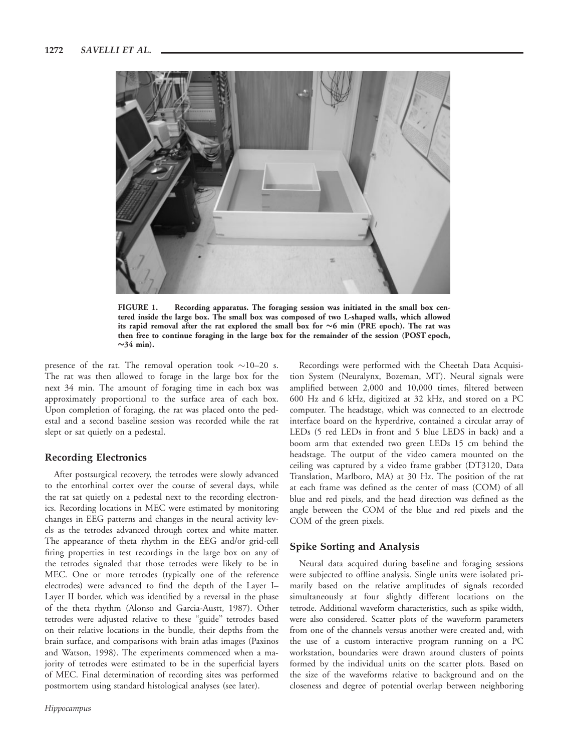FIGURE 1. Recording apparatus. The foraging session was initiated in the small box centered inside the large box. The small box was composed of two L-shaped walls, which allowed its rapid removal after the rat explored the small box for ~6 min (PRE epoch). The rat was then free to continue foraging in the large box for the remainder of the session (POST epoch, ~34 min).

presence of the rat. The removal operation took ~10–20 s. The rat was then allowed to forage in the large box for the next 34 min. The amount of foraging time in each box was approximately proportional to the surface area of each box. Upon completion of foraging, the rat was placed onto the pedestal and a second baseline session was recorded while the rat slept or sat quietly on a pedestal.

## Recording Electronics

After postsurgical recovery, the tetrodes were slowly advanced to the entorhinal cortex over the course of several days, while the rat sat quietly on a pedestal next to the recording electronics. Recording locations in MEC were estimated by monitoring changes in EEG patterns and changes in the neural activity levels as the tetrodes advanced through cortex and white matter. The appearance of theta rhythm in the EEG and/or grid-cell firing properties in test recordings in the large box on any of the tetrodes signaled that those tetrodes were likely to be in MEC. One or more tetrodes (typically one of the reference electrodes) were advanced to find the depth of the Layer I–Layer II border, which was identified by a reversal in the phase of the theta rhythm (Alonso and Garcia-Austt, 1987). Other tetrodes were adjusted relative to these "guide" tetrodes based on their relative locations in the bundle, their depths from the brain surface, and comparisons with brain atlas images (Paxinos and Watson, 1998). The experiments commenced when a majority of tetrodes were estimated to be in the superficial layers of MEC. Final determination of recording sites was performed postmortem using standard histological analyses (see later).

Recordings were performed with the Cheetah Data Acquisition System (Neuralynx, Bozeman, MT). Neural signals were amplified between 2,000 and 10,000 times, filtered between 600 Hz and 6 kHz, digitized at 32 kHz, and stored on a PC computer. The headstage, which was connected to an electrode interface board on the hyperdrive, contained a circular array of LEDs (5 red LEDs in front and 5 blue LEDS in back) and a boom arm that extended two green LEDs 15 cm behind the headstage. The output of the video camera mounted on the ceiling was captured by a video frame grabber (DT3120, Data Translation, Marlboro, MA) at 30 Hz. The position of the rat at each frame was defined as the center of mass (COM) of all blue and red pixels, and the head direction was defined as the angle between the COM of the blue and red pixels and the COM of the green pixels.

## Spike Sorting and Analysis

Neural data acquired during baseline and foraging sessions were subjected to offline analysis. Single units were isolated primarily based on the relative amplitudes of signals recorded simultaneously at four slightly different locations on the tetrode. Additional waveform characteristics, such as spike width, were also considered. Scatter plots of the waveform parameters from one of the channels versus another were created and, with the use of a custom interactive program running on a PC workstation, boundaries were drawn around clusters of points formed by the individual units on the scatter plots. Based on the size of the waveforms relative to background and on the closeness and degree of potential overlap between neighboring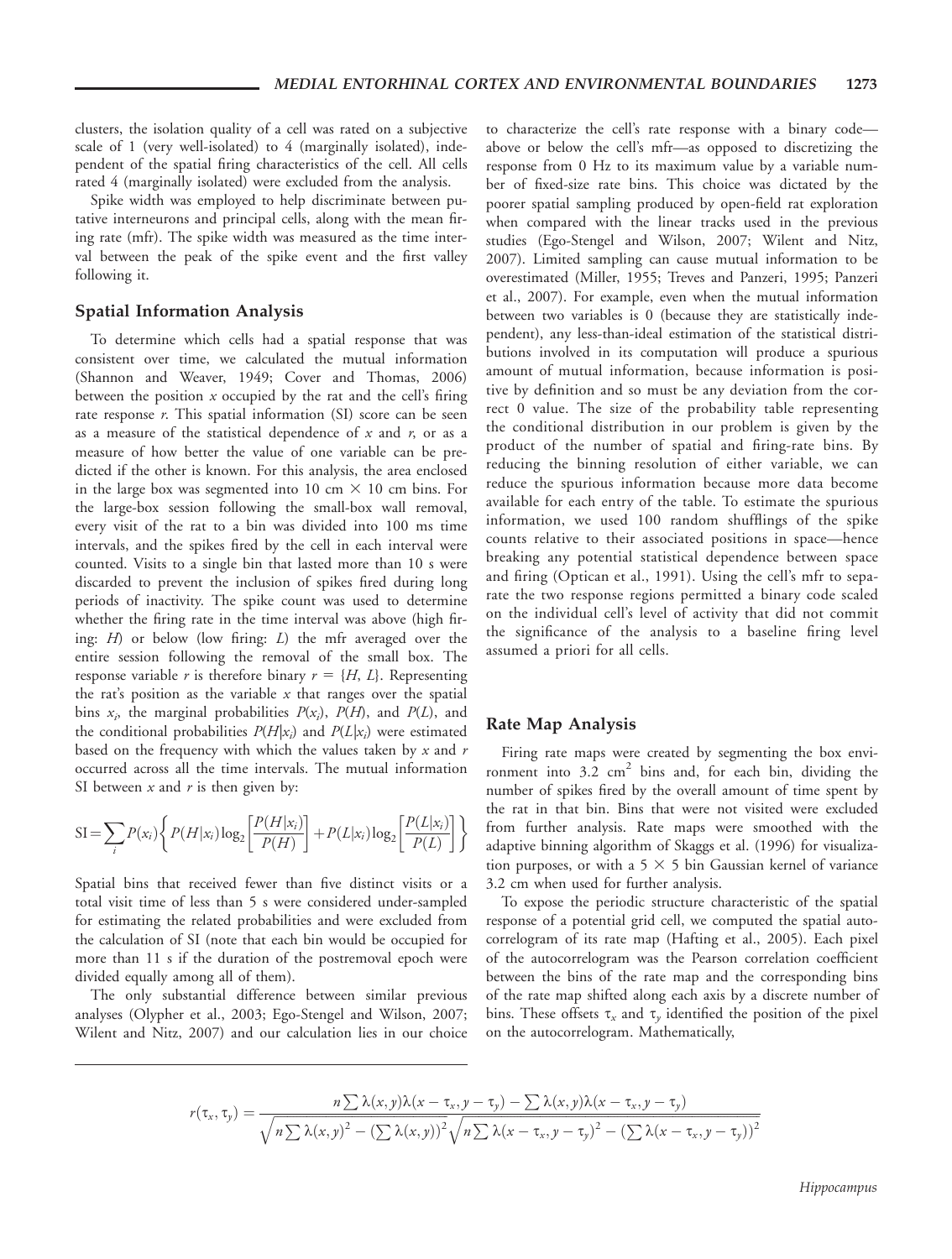clusters, the isolation quality of a cell was rated on a subjective scale of 1 (very well-isolated) to 4 (marginally isolated), independent of the spatial firing characteristics of the cell. All cells rated 4 (marginally isolated) were excluded from the analysis.

Spike width was employed to help discriminate between putative interneurons and principal cells, along with the mean firing rate (mfr). The spike width was measured as the time interval between the peak of the spike event and the first valley following it.

### Spatial Information Analysis

To determine which cells had a spatial response that was consistent over time, we calculated the mutual information (Shannon and Weaver, 1949; Cover and Thomas, 2006) between the position $x$ occupied by the rat and the cell's firing rate response $r$. This spatial information (SI) score can be seen as a measure of the statistical dependence of $x$ and $r$, or as a measure of how better the value of one variable can be predicted if the other is known. For this analysis, the area enclosed in the large box was segmented into 10 cm $\times$ 10 cm bins. For the large-box session following the small-box wall removal, every visit of the rat to a bin was divided into 100 ms time intervals, and the spikes fired by the cell in each interval were counted. Visits to a single bin that lasted more than 10 s were discarded to prevent the inclusion of spikes fired during long periods of inactivity. The spike count was used to determine whether the firing rate in the time interval was above (high firing: $H$) or below (low firing: $L$) the mfr averaged over the entire session following the removal of the small box. The response variable $r$ is therefore binary $r = \{H, L\}$. Representing the rat's position as the variable $x$ that ranges over the spatial bins $x_i$, the marginal probabilities $P(x_i)$, $P(H)$, and $P(L)$, and the conditional probabilities $P(H|x_i)$ and $P(L|x_i)$ were estimated based on the frequency with which the values taken by $x$ and $r$ occurred across all the time intervals. The mutual information SI between $x$ and $r$ is then given by:

$$\mathrm{SI} = \sum_i P(x_i)\left\{ P(H|x_i)\log_2\left[\frac{P(H|x_i)}{P(H)}\right] + P(L|x_i)\log_2\left[\frac{P(L|x_i)}{P(L)}\right]\right\}$$

Spatial bins that received fewer than five distinct visits or a total visit time of less than 5 s were considered under-sampled for estimating the related probabilities and were excluded from the calculation of SI (note that each bin would be occupied for more than 11 s if the duration of the postremoval epoch were divided equally among all of them).

The only substantial difference between similar previous analyses (Olypher et al., 2003; Ego-Stengel and Wilson, 2007; Wilent and Nitz, 2007) and our calculation lies in our choice to characterize the cell's rate response with a binary code—above or below the cell's mfr—as opposed to discretizing the response from 0 Hz to its maximum value by a variable number of fixed-size rate bins. This choice was dictated by the poorer spatial sampling produced by open-field rat exploration when compared with the linear tracks used in the previous studies (Ego-Stengel and Wilson, 2007; Wilent and Nitz, 2007). Limited sampling can cause mutual information to be overestimated (Miller, 1955; Treves and Panzeri, 1995; Panzeri et al., 2007). For example, even when the mutual information between two variables is 0 (because they are statistically independent), any less-than-ideal estimation of the statistical distributions involved in its computation will produce a spurious amount of mutual information, because information is positive by definition and so must be any deviation from the correct 0 value. The size of the probability table representing the conditional distribution in our problem is given by the product of the number of spatial and firing-rate bins. By reducing the binning resolution of either variable, we can reduce the spurious information because more data become available for each entry of the table. To estimate the spurious information, we used 100 random shufflings of the spike counts relative to their associated positions in space—hence breaking any potential statistical dependence between space and firing (Optican et al., 1991). Using the cell's mfr to separate the two response regions permitted a binary code scaled on the individual cell's level of activity that did not commit the significance of the analysis to a baseline firing level assumed a priori for all cells.

### Rate Map Analysis

Firing rate maps were created by segmenting the box environment into 3.2 cm$^2$ bins and, for each bin, dividing the number of spikes fired by the overall amount of time spent by the rat in that bin. Bins that were not visited were excluded from further analysis. Rate maps were smoothed with the adaptive binning algorithm of Skaggs et al. (1996) for visualization purposes, or with a 5 $\times$ 5 bin Gaussian kernel of variance 3.2 cm when used for further analysis.

To expose the periodic structure characteristic of the spatial response of a potential grid cell, we computed the spatial autocorrelogram of its rate map (Hafting et al., 2005). Each pixel of the autocorrelogram was the Pearson correlation coefficient between the bins of the rate map and the corresponding bins of the rate map shifted along each axis by a discrete number of bins. These offsets $\tau_x$ and $\tau_y$ identified the position of the pixel on the autocorrelogram. Mathematically,

$$r(\tau_x, \tau_y) = \frac{n\sum\lambda(x,y)\lambda(x-\tau_x, y-\tau_y) - \sum\lambda(x,y)\lambda(x-\tau_x, y-\tau_y)}{\sqrt{n\sum\lambda(x,y)^2 - \left(\sum\lambda(x,y)\right)^2}\sqrt{n\sum\lambda(x-\tau_x, y-\tau_y)^2 - \left(\sum\lambda(x-\tau_x, y-\tau_y)\right)^2}}$$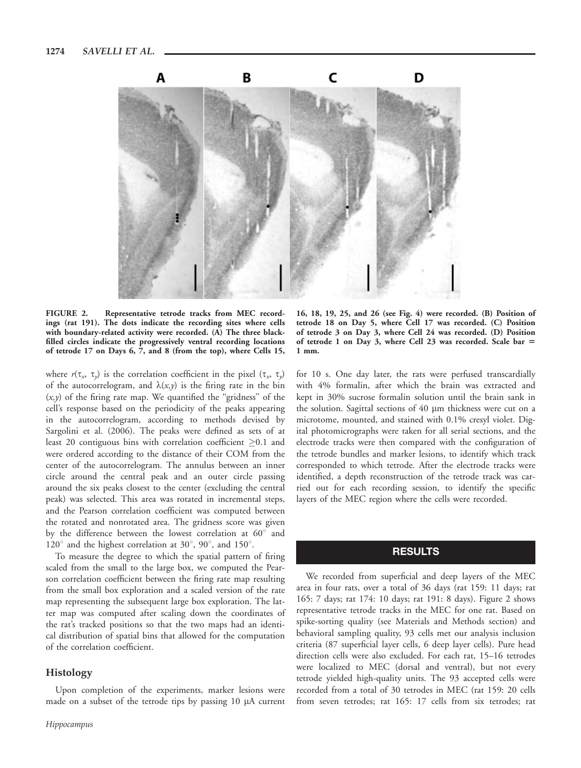FIGURE 2. Representative tetrode tracks from MEC recordings (rat 191). The dots indicate the recording sites where cells with boundary-related activity were recorded. (A) The three black-filled circles indicate the progressively ventral recording locations of tetrode 17 on Days 6, 7, and 8 (from the top), where Cells 15, 16, 18, 19, 25, and 26 (see Fig. 4) were recorded. (B) Position of tetrode 18 on Day 5, where Cell 17 was recorded. (C) Position of tetrode 3 on Day 3, where Cell 24 was recorded. (D) Position of tetrode 1 on Day 3, where Cell 23 was recorded. Scale bar = 1 mm.

where $r(\tau_x, \tau_y)$ is the correlation coefficient in the pixel $(\tau_x, \tau_y)$ of the autocorrelogram, and $\lambda(x,y)$ is the firing rate in the bin $(x,y)$ of the firing rate map. We quantified the "gridness" of the cell's response based on the periodicity of the peaks appearing in the autocorrelogram, according to methods devised by Sargolini et al. (2006). The peaks were defined as sets of at least 20 contiguous bins with correlation coefficient $\geq 0.1$ and were ordered according to the distance of their COM from the center of the autocorrelogram. The annulus between an inner circle around the central peak and an outer circle passing around the six peaks closest to the center (excluding the central peak) was selected. This area was rotated in incremental steps, and the Pearson correlation coefficient was computed between the rotated and nonrotated area. The gridness score was given by the difference between the lowest correlation at 60° and 120° and the highest correlation at 30°, 90°, and 150°.

To measure the degree to which the spatial pattern of firing scaled from the small to the large box, we computed the Pearson correlation coefficient between the firing rate map resulting from the small box exploration and a scaled version of the rate map representing the subsequent large box exploration. The latter map was computed after scaling down the coordinates of the rat's tracked positions so that the two maps had an identical distribution of spatial bins that allowed for the computation of the correlation coefficient.

## Histology

Upon completion of the experiments, marker lesions were made on a subset of the tetrode tips by passing 10 μA current for 10 s. One day later, the rats were perfused transcardially with 4% formalin, after which the brain was extracted and kept in 30% sucrose formalin solution until the brain sank in the solution. Sagittal sections of 40 μm thickness were cut on a microtome, mounted, and stained with 0.1% cresyl violet. Digital photomicrographs were taken for all serial sections, and the electrode tracks were then compared with the configuration of the tetrode bundles and marker lesions, to identify which track corresponded to which tetrode. After the electrode tracks were identified, a depth reconstruction of the tetrode track was carried out for each recording session, to identify the specific layers of the MEC region where the cells were recorded.

# RESULTS

We recorded from superficial and deep layers of the MEC area in four rats, over a total of 36 days (rat 159: 11 days; rat 165: 7 days; rat 174: 10 days; rat 191: 8 days). Figure 2 shows representative tetrode tracks in the MEC for one rat. Based on spike-sorting quality (see Materials and Methods section) and behavioral sampling quality, 93 cells met our analysis inclusion criteria (87 superficial layer cells, 6 deep layer cells). Pure head direction cells were also excluded. For each rat, 15–16 tetrodes were localized to MEC (dorsal and ventral), but not every tetrode yielded high-quality units. The 93 accepted cells were recorded from a total of 30 tetrodes in MEC (rat 159: 20 cells from seven tetrodes; rat 165: 17 cells from six tetrodes; rat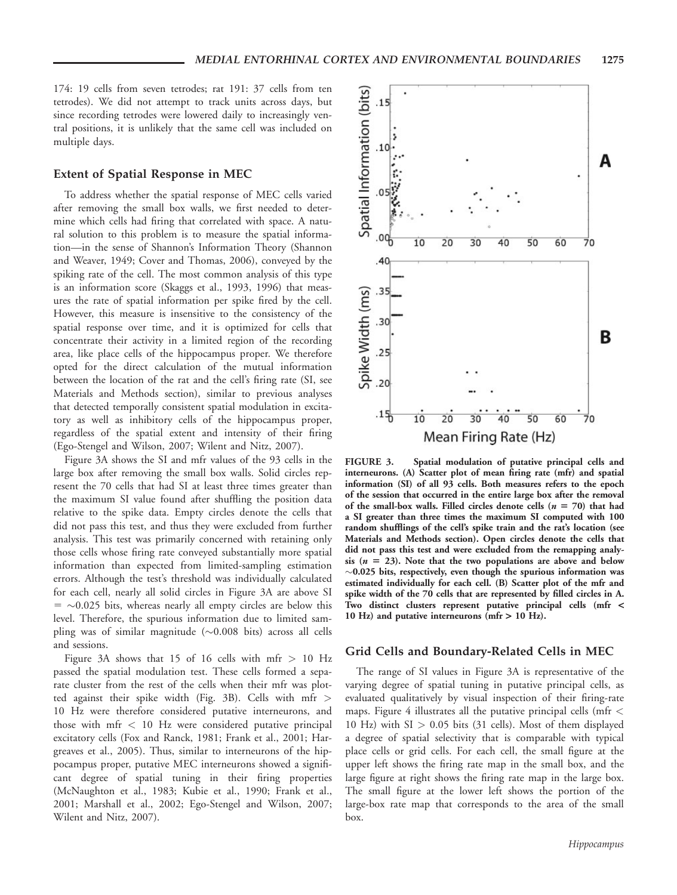174: 19 cells from seven tetrodes; rat 191: 37 cells from ten tetrodes). We did not attempt to track units across days, but since recording tetrodes were lowered daily to increasingly ventral positions, it is unlikely that the same cell was included on multiple days.

### Extent of Spatial Response in MEC

To address whether the spatial response of MEC cells varied after removing the small box walls, we first needed to determine which cells had firing that correlated with space. A natural solution to this problem is to measure the spatial information—in the sense of Shannon's Information Theory (Shannon and Weaver, 1949; Cover and Thomas, 2006), conveyed by the spiking rate of the cell. The most common analysis of this type is an information score (Skaggs et al., 1993, 1996) that measures the rate of spatial information per spike fired by the cell. However, this measure is insensitive to the consistency of the spatial response over time, and it is optimized for cells that concentrate their activity in a limited region of the recording area, like place cells of the hippocampus proper. We therefore opted for the direct calculation of the mutual information between the location of the rat and the cell's firing rate (SI, see Materials and Methods section), similar to previous analyses that detected temporally consistent spatial modulation in excitatory as well as inhibitory cells of the hippocampus proper, regardless of the spatial extent and intensity of their firing (Ego-Stengel and Wilson, 2007; Wilent and Nitz, 2007).

Figure 3A shows the SI and mfr values of the 93 cells in the large box after removing the small box walls. Solid circles represent the 70 cells that had SI at least three times greater than the maximum SI value found after shuffling the position data relative to the spike data. Empty circles denote the cells that did not pass this test, and thus they were excluded from further analysis. This test was primarily concerned with retaining only those cells whose firing rate conveyed substantially more spatial information than expected from limited-sampling estimation errors. Although the test's threshold was individually calculated for each cell, nearly all solid circles in Figure 3A are above SI $= \sim 0.025$ bits, whereas nearly all empty circles are below this level. Therefore, the spurious information due to limited sampling was of similar magnitude ($\sim 0.008$ bits) across all cells and sessions.

Figure 3A shows that 15 of 16 cells with mfr $> 10$ Hz passed the spatial modulation test. These cells formed a separate cluster from the rest of the cells when their mfr was plotted against their spike width (Fig. 3B). Cells with mfr $>$ 10 Hz were therefore considered putative interneurons, and those with mfr $< 10$ Hz were considered putative principal excitatory cells (Fox and Ranck, 1981; Frank et al., 2001; Hargreaves et al., 2005). Thus, similar to interneurons of the hippocampus proper, putative MEC interneurons showed a significant degree of spatial tuning in their firing properties (McNaughton et al., 1983; Kubie et al., 1990; Frank et al., 2001; Marshall et al., 2002; Ego-Stengel and Wilson, 2007; Wilent and Nitz, 2007).

**FIGURE 3. Spatial modulation of putative principal cells and interneurons. (A) Scatter plot of mean firing rate (mfr) and spatial information (SI) of all 93 cells. Both measures refers to the epoch of the session that occurred in the entire large box after the removal of the small-box walls. Filled circles denote cells ($n = 70$) that had a SI greater than three times the maximum SI computed with 100 random shufflings of the cell's spike train and the rat's location (see Materials and Methods section). Open circles denote the cells that did not pass this test and were excluded from the remapping analysis ($n = 23$). Note that the two populations are above and below $\sim$0.025 bits, respectively, even though the spurious information was estimated individually for each cell. (B) Scatter plot of the mfr and spike width of the 70 cells that are represented by filled circles in A. Two distinct clusters represent putative principal cells (mfr $<$ 10 Hz) and putative interneurons (mfr $>$ 10 Hz).**

### Grid Cells and Boundary-Related Cells in MEC

The range of SI values in Figure 3A is representative of the varying degree of spatial tuning in putative principal cells, as evaluated qualitatively by visual inspection of their firing-rate maps. Figure 4 illustrates all the putative principal cells (mfr $<$ 10 Hz) with SI $> 0.05$ bits (31 cells). Most of them displayed a degree of spatial selectivity that is comparable with typical place cells or grid cells. For each cell, the small figure at the upper left shows the firing rate map in the small box, and the large figure at right shows the firing rate map in the large box. The small figure at the lower left shows the portion of the large-box rate map that corresponds to the area of the small box.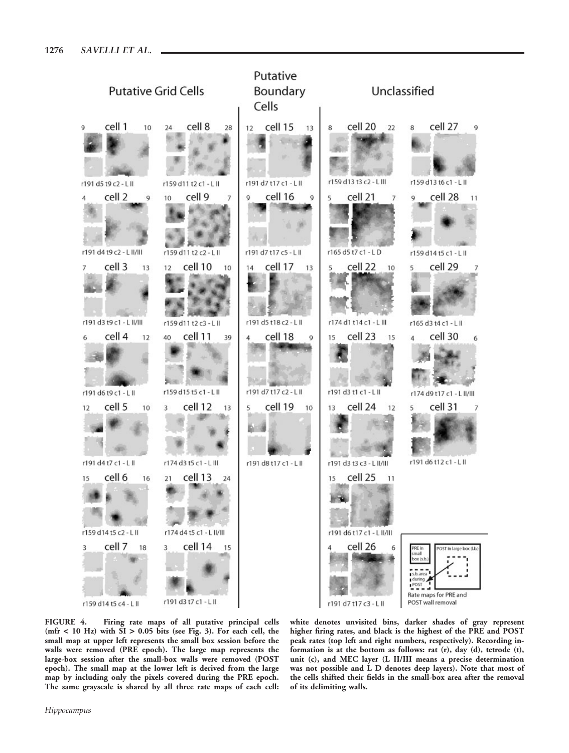FIGURE 4. Firing rate maps of all putative principal cells (mfr < 10 Hz) with SI > 0.05 bits (see Fig. 3). For each cell, the small map at upper left represents the small box session before the walls were removed (PRE epoch). The large map represents the large-box session after the small-box walls were removed (POST epoch). The small map at the lower left is derived from the large map by including only the pixels covered during the PRE epoch. The same grayscale is shared by all three rate maps of each cell: white denotes unvisited bins, darker shades of gray represent higher firing rates, and black is the highest of the PRE and POST peak rates (top left and right numbers, respectively). Recording information is at the bottom as follows: rat (r), day (d), tetrode (t), unit (c), and MEC layer (L II/III means a precise determination was not possible and L D denotes deep layers). Note that most of the cells shifted their fields in the small-box area after the removal of its delimiting walls.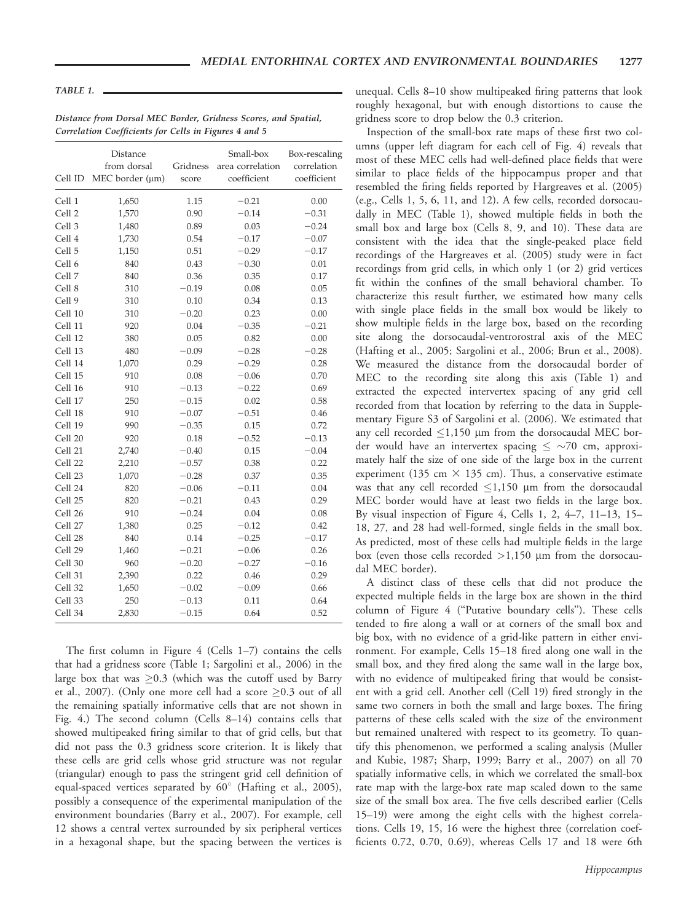*TABLE 1.*

***Distance from Dorsal MEC Border, Gridness Scores, and Spatial, Correlation Coefficients for Cells in Figures 4 and 5***

| Cell ID | Distance from dorsal MEC border (μm) | Gridness score | Small-box area correlation coefficient | Box-rescaling correlation coefficient |
|---|---|---|---|---|
| Cell 1 | 1,650 | 1.15 | −0.21 | 0.00 |
| Cell 2 | 1,570 | 0.90 | −0.14 | −0.31 |
| Cell 3 | 1,480 | 0.89 | 0.03 | −0.24 |
| Cell 4 | 1,730 | 0.54 | −0.17 | −0.07 |
| Cell 5 | 1,150 | 0.51 | −0.29 | −0.17 |
| Cell 6 | 840 | 0.43 | −0.30 | 0.01 |
| Cell 7 | 840 | 0.36 | 0.35 | 0.17 |
| Cell 8 | 310 | −0.19 | 0.08 | 0.05 |
| Cell 9 | 310 | 0.10 | 0.34 | 0.13 |
| Cell 10 | 310 | −0.20 | 0.23 | 0.00 |
| Cell 11 | 920 | 0.04 | −0.35 | −0.21 |
| Cell 12 | 380 | 0.05 | 0.82 | 0.00 |
| Cell 13 | 480 | −0.09 | −0.28 | −0.28 |
| Cell 14 | 1,070 | 0.29 | −0.29 | 0.28 |
| Cell 15 | 910 | 0.08 | −0.06 | 0.70 |
| Cell 16 | 910 | −0.13 | −0.22 | 0.69 |
| Cell 17 | 250 | −0.15 | 0.02 | 0.58 |
| Cell 18 | 910 | −0.07 | −0.51 | 0.46 |
| Cell 19 | 990 | −0.35 | 0.15 | 0.72 |
| Cell 20 | 920 | 0.18 | −0.52 | −0.13 |
| Cell 21 | 2,740 | −0.40 | 0.15 | −0.04 |
| Cell 22 | 2,210 | −0.57 | 0.38 | 0.22 |
| Cell 23 | 1,070 | −0.28 | 0.37 | 0.35 |
| Cell 24 | 820 | −0.06 | −0.11 | 0.04 |
| Cell 25 | 820 | −0.21 | 0.43 | 0.29 |
| Cell 26 | 910 | −0.24 | 0.04 | 0.08 |
| Cell 27 | 1,380 | 0.25 | −0.12 | 0.42 |
| Cell 28 | 840 | 0.14 | −0.25 | −0.17 |
| Cell 29 | 1,460 | −0.21 | −0.06 | 0.26 |
| Cell 30 | 960 | −0.20 | −0.27 | −0.16 |
| Cell 31 | 2,390 | 0.22 | 0.46 | 0.29 |
| Cell 32 | 1,650 | −0.02 | −0.09 | 0.66 |
| Cell 33 | 250 | −0.13 | 0.11 | 0.64 |
| Cell 34 | 2,830 | −0.15 | 0.64 | 0.52 |

The first column in Figure 4 (Cells 1–7) contains the cells that had a gridness score (Table 1; Sargolini et al., 2006) in the large box that was ≥0.3 (which was the cutoff used by Barry et al., 2007). (Only one more cell had a score ≥0.3 out of all the remaining spatially informative cells that are not shown in Fig. 4.) The second column (Cells 8–14) contains cells that showed multipeaked firing similar to that of grid cells, but that did not pass the 0.3 gridness score criterion. It is likely that these cells are grid cells whose grid structure was not regular (triangular) enough to pass the stringent grid cell definition of equal-spaced vertices separated by 60° (Hafting et al., 2005), possibly a consequence of the experimental manipulation of the environment boundaries (Barry et al., 2007). For example, cell 12 shows a central vertex surrounded by six peripheral vertices in a hexagonal shape, but the spacing between the vertices is unequal. Cells 8–10 show multipeaked firing patterns that look roughly hexagonal, but with enough distortions to cause the gridness score to drop below the 0.3 criterion.

Inspection of the small-box rate maps of these first two columns (upper left diagram for each cell of Fig. 4) reveals that most of these MEC cells had well-defined place fields that were similar to place fields of the hippocampus proper and that resembled the firing fields reported by Hargreaves et al. (2005) (e.g., Cells 1, 5, 6, 11, and 12). A few cells, recorded dorsocaudally in MEC (Table 1), showed multiple fields in both the small box and large box (Cells 8, 9, and 10). These data are consistent with the idea that the single-peaked place field recordings of the Hargreaves et al. (2005) study were in fact recordings from grid cells, in which only 1 (or 2) grid vertices fit within the confines of the small behavioral chamber. To characterize this result further, we estimated how many cells with single place fields in the small box would be likely to show multiple fields in the large box, based on the recording site along the dorsocaudal-ventrorostral axis of the MEC (Hafting et al., 2005; Sargolini et al., 2006; Brun et al., 2008). We measured the distance from the dorsocaudal border of MEC to the recording site along this axis (Table 1) and extracted the expected intervertex spacing of any grid cell recorded from that location by referring to the data in Supplementary Figure S3 of Sargolini et al. (2006). We estimated that any cell recorded ≤1,150 μm from the dorsocaudal MEC border would have an intervertex spacing ≤ ~70 cm, approximately half the size of one side of the large box in the current experiment (135 cm × 135 cm). Thus, a conservative estimate was that any cell recorded ≤1,150 μm from the dorsocaudal MEC border would have at least two fields in the large box. By visual inspection of Figure 4, Cells 1, 2, 4–7, 11–13, 15–18, 27, and 28 had well-formed, single fields in the small box. As predicted, most of these cells had multiple fields in the large box (even those cells recorded >1,150 μm from the dorsocaudal MEC border).

A distinct class of these cells that did not produce the expected multiple fields in the large box are shown in the third column of Figure 4 ("Putative boundary cells"). These cells tended to fire along a wall or at corners of the small box and big box, with no evidence of a grid-like pattern in either environment. For example, Cells 15–18 fired along one wall in the small box, and they fired along the same wall in the large box, with no evidence of multipeaked firing that would be consistent with a grid cell. Another cell (Cell 19) fired strongly in the same two corners in both the small and large boxes. The firing patterns of these cells scaled with the size of the environment but remained unaltered with respect to its geometry. To quantify this phenomenon, we performed a scaling analysis (Muller and Kubie, 1987; Sharp, 1999; Barry et al., 2007) on all 70 spatially informative cells, in which we correlated the small-box rate map with the large-box rate map scaled down to the same size of the small box area. The five cells described earlier (Cells 15–19) were among the eight cells with the highest correlations. Cells 19, 15, 16 were the highest three (correlation coefficients 0.72, 0.70, 0.69), whereas Cells 17 and 18 were 6th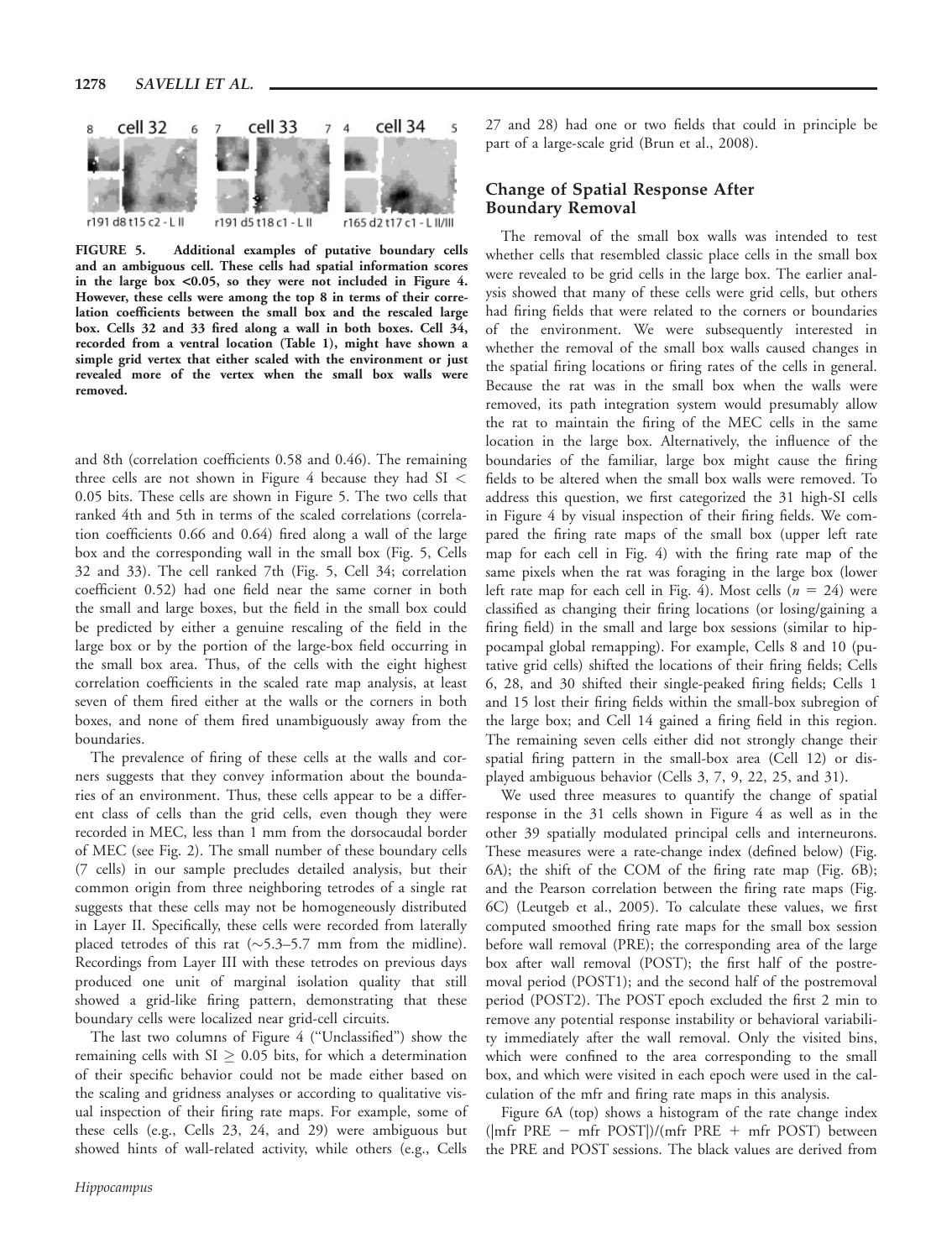FIGURE 5. Additional examples of putative boundary cells and an ambiguous cell. These cells had spatial information scores in the large box <0.05, so they were not included in Figure 4. However, these cells were among the top 8 in terms of their correlation coefficients between the small box and the rescaled large box. Cells 32 and 33 fired along a wall in both boxes. Cell 34, recorded from a ventral location (Table 1), might have shown a simple grid vertex that either scaled with the environment or just revealed more of the vertex when the small box walls were removed.

and 8th (correlation coefficients 0.58 and 0.46). The remaining three cells are not shown in Figure 4 because they had SI < 0.05 bits. These cells are shown in Figure 5. The two cells that ranked 4th and 5th in terms of the scaled correlations (correlation coefficients 0.66 and 0.64) fired along a wall of the large box and the corresponding wall in the small box (Fig. 5, Cells 32 and 33). The cell ranked 7th (Fig. 5, Cell 34; correlation coefficient 0.52) had one field near the same corner in both the small and large boxes, but the field in the small box could be predicted by either a genuine rescaling of the field in the large box or by the portion of the large-box field occurring in the small box area. Thus, of the cells with the eight highest correlation coefficients in the scaled rate map analysis, at least seven of them fired either at the walls or the corners in both boxes, and none of them fired unambiguously away from the boundaries.

The prevalence of firing of these cells at the walls and corners suggests that they convey information about the boundaries of an environment. Thus, these cells appear to be a different class of cells than the grid cells, even though they were recorded in MEC, less than 1 mm from the dorsocaudal border of MEC (see Fig. 2). The small number of these boundary cells (7 cells) in our sample precludes detailed analysis, but their common origin from three neighboring tetrodes of a single rat suggests that these cells may not be homogeneously distributed in Layer II. Specifically, these cells were recorded from laterally placed tetrodes of this rat (~5.3–5.7 mm from the midline). Recordings from Layer III with these tetrodes on previous days produced one unit of marginal isolation quality that still showed a grid-like firing pattern, demonstrating that these boundary cells were localized near grid-cell circuits.

The last two columns of Figure 4 ("Unclassified") show the remaining cells with SI ≥ 0.05 bits, for which a determination of their specific behavior could not be made either based on the scaling and gridness analyses or according to qualitative visual inspection of their firing rate maps. For example, some of these cells (e.g., Cells 23, 24, and 29) were ambiguous but showed hints of wall-related activity, while others (e.g., Cells 27 and 28) had one or two fields that could in principle be part of a large-scale grid (Brun et al., 2008).

## Change of Spatial Response After Boundary Removal

The removal of the small box walls was intended to test whether cells that resembled classic place cells in the small box were revealed to be grid cells in the large box. The earlier analysis showed that many of these cells were grid cells, but others had firing fields that were related to the corners or boundaries of the environment. We were subsequently interested in whether the removal of the small box walls caused changes in the spatial firing locations or firing rates of the cells in general. Because the rat was in the small box when the walls were removed, its path integration system would presumably allow the rat to maintain the firing of the MEC cells in the same location in the large box. Alternatively, the influence of the boundaries of the familiar, large box might cause the firing fields to be altered when the small box walls were removed. To address this question, we first categorized the 31 high-SI cells in Figure 4 by visual inspection of their firing fields. We compared the firing rate maps of the small box (upper left rate map for each cell in Fig. 4) with the firing rate map of the same pixels when the rat was foraging in the large box (lower left rate map for each cell in Fig. 4). Most cells ($n$ = 24) were classified as changing their firing locations (or losing/gaining a firing field) in the small and large box sessions (similar to hippocampal global remapping). For example, Cells 8 and 10 (putative grid cells) shifted the locations of their firing fields; Cells 6, 28, and 30 shifted their single-peaked firing fields; Cells 1 and 15 lost their firing fields within the small-box subregion of the large box; and Cell 14 gained a firing field in this region. The remaining seven cells either did not strongly change their spatial firing pattern in the small-box area (Cell 12) or displayed ambiguous behavior (Cells 3, 7, 9, 22, 25, and 31).

We used three measures to quantify the change of spatial response in the 31 cells shown in Figure 4 as well as in the other 39 spatially modulated principal cells and interneurons. These measures were a rate-change index (defined below) (Fig. 6A); the shift of the COM of the firing rate map (Fig. 6B); and the Pearson correlation between the firing rate maps (Fig. 6C) (Leutgeb et al., 2005). To calculate these values, we first computed smoothed firing rate maps for the small box session before wall removal (PRE); the corresponding area of the large box after wall removal (POST); the first half of the postremoval period (POST1); and the second half of the postremoval period (POST2). The POST epoch excluded the first 2 min to remove any potential response instability or behavioral variability immediately after the wall removal. Only the visited bins, which were confined to the area corresponding to the small box, and which were visited in each epoch were used in the calculation of the mfr and firing rate maps in this analysis.

Figure 6A (top) shows a histogram of the rate change index (|mfr PRE − mfr POST|)/(mfr PRE + mfr POST) between the PRE and POST sessions. The black values are derived from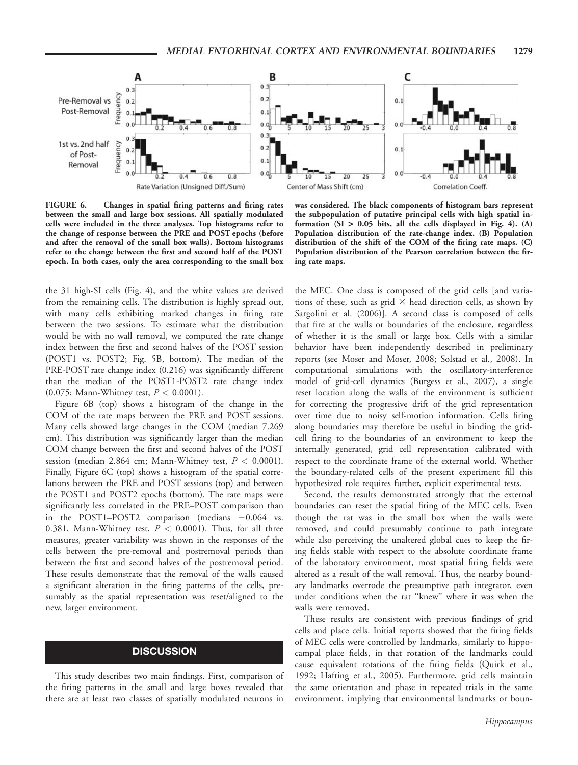FIGURE 6. Changes in spatial firing patterns and firing rates between the small and large box sessions. All spatially modulated cells were included in the three analyses. Top histograms refer to the change of response between the PRE and POST epochs (before and after the removal of the small box walls). Bottom histograms refer to the change between the first and second half of the POST epoch. In both cases, only the area corresponding to the small box was considered. The black components of histogram bars represent the subpopulation of putative principal cells with high spatial information (SI > 0.05 bits, all the cells displayed in Fig. 4). (A) Population distribution of the rate-change index. (B) Population distribution of the shift of the COM of the firing rate maps. (C) Population distribution of the Pearson correlation between the firing rate maps.

the 31 high-SI cells (Fig. 4), and the white values are derived from the remaining cells. The distribution is highly spread out, with many cells exhibiting marked changes in firing rate between the two sessions. To estimate what the distribution would be with no wall removal, we computed the rate change index between the first and second halves of the POST session (POST1 vs. POST2; Fig. 5B, bottom). The median of the PRE-POST rate change index (0.216) was significantly different than the median of the POST1-POST2 rate change index (0.075; Mann-Whitney test, $P < 0.0001$).

Figure 6B (top) shows a histogram of the change in the COM of the rate maps between the PRE and POST sessions. Many cells showed large changes in the COM (median 7.269 cm). This distribution was significantly larger than the median COM change between the first and second halves of the POST session (median 2.864 cm; Mann-Whitney test, $P < 0.0001$). Finally, Figure 6C (top) shows a histogram of the spatial correlations between the PRE and POST sessions (top) and between the POST1 and POST2 epochs (bottom). The rate maps were significantly less correlated in the PRE–POST comparison than in the POST1–POST2 comparison (medians −0.064 vs. 0.381, Mann-Whitney test, $P < 0.0001$). Thus, for all three measures, greater variability was shown in the responses of the cells between the pre-removal and postremoval periods than between the first and second halves of the postremoval period. These results demonstrate that the removal of the walls caused a significant alteration in the firing patterns of the cells, presumably as the spatial representation was reset/aligned to the new, larger environment.

## DISCUSSION

This study describes two main findings. First, comparison of the firing patterns in the small and large boxes revealed that there are at least two classes of spatially modulated neurons in the MEC. One class is composed of the grid cells [and variations of these, such as grid × head direction cells, as shown by Sargolini et al. (2006)]. A second class is composed of cells that fire at the walls or boundaries of the enclosure, regardless of whether it is the small or large box. Cells with a similar behavior have been independently described in preliminary reports (see Moser and Moser, 2008; Solstad et al., 2008). In computational simulations with the oscillatory-interference model of grid-cell dynamics (Burgess et al., 2007), a single reset location along the walls of the environment is sufficient for correcting the progressive drift of the grid representation over time due to noisy self-motion information. Cells firing along boundaries may therefore be useful in binding the grid-cell firing to the boundaries of an environment to keep the internally generated, grid cell representation calibrated with respect to the coordinate frame of the external world. Whether the boundary-related cells of the present experiment fill this hypothesized role requires further, explicit experimental tests.

Second, the results demonstrated strongly that the external boundaries can reset the spatial firing of the MEC cells. Even though the rat was in the small box when the walls were removed, and could presumably continue to path integrate while also perceiving the unaltered global cues to keep the firing fields stable with respect to the absolute coordinate frame of the laboratory environment, most spatial firing fields were altered as a result of the wall removal. Thus, the nearby boundary landmarks overrode the presumptive path integrator, even under conditions when the rat "knew" where it was when the walls were removed.

These results are consistent with previous findings of grid cells and place cells. Initial reports showed that the firing fields of MEC cells were controlled by landmarks, similarly to hippocampal place fields, in that rotation of the landmarks could cause equivalent rotations of the firing fields (Quirk et al., 1992; Hafting et al., 2005). Furthermore, grid cells maintain the same orientation and phase in repeated trials in the same environment, implying that environmental landmarks or boun-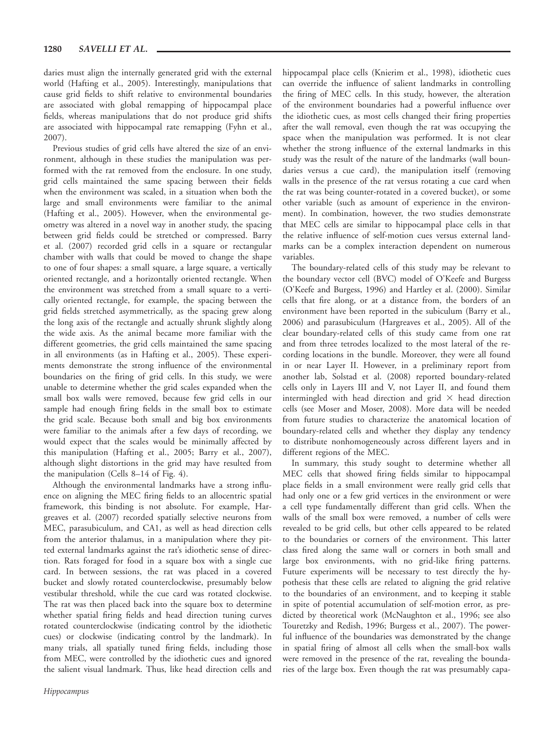daries must align the internally generated grid with the external world (Hafting et al., 2005). Interestingly, manipulations that cause grid fields to shift relative to environmental boundaries are associated with global remapping of hippocampal place fields, whereas manipulations that do not produce grid shifts are associated with hippocampal rate remapping (Fyhn et al., 2007).

Previous studies of grid cells have altered the size of an environment, although in these studies the manipulation was performed with the rat removed from the enclosure. In one study, grid cells maintained the same spacing between their fields when the environment was scaled, in a situation when both the large and small environments were familiar to the animal (Hafting et al., 2005). However, when the environmental geometry was altered in a novel way in another study, the spacing between grid fields could be stretched or compressed. Barry et al. (2007) recorded grid cells in a square or rectangular chamber with walls that could be moved to change the shape to one of four shapes: a small square, a large square, a vertically oriented rectangle, and a horizontally oriented rectangle. When the environment was stretched from a small square to a vertically oriented rectangle, for example, the spacing between the grid fields stretched asymmetrically, as the spacing grew along the long axis of the rectangle and actually shrunk slightly along the wide axis. As the animal became more familiar with the different geometries, the grid cells maintained the same spacing in all environments (as in Hafting et al., 2005). These experiments demonstrate the strong influence of the environmental boundaries on the firing of grid cells. In this study, we were unable to determine whether the grid scales expanded when the small box walls were removed, because few grid cells in our sample had enough firing fields in the small box to estimate the grid scale. Because both small and big box environments were familiar to the animals after a few days of recording, we would expect that the scales would be minimally affected by this manipulation (Hafting et al., 2005; Barry et al., 2007), although slight distortions in the grid may have resulted from the manipulation (Cells 8–14 of Fig. 4).

Although the environmental landmarks have a strong influence on aligning the MEC firing fields to an allocentric spatial framework, this binding is not absolute. For example, Hargreaves et al. (2007) recorded spatially selective neurons from MEC, parasubiculum, and CA1, as well as head direction cells from the anterior thalamus, in a manipulation where they pitted external landmarks against the rat's idiothetic sense of direction. Rats foraged for food in a square box with a single cue card. In between sessions, the rat was placed in a covered bucket and slowly rotated counterclockwise, presumably below vestibular threshold, while the cue card was rotated clockwise. The rat was then placed back into the square box to determine whether spatial firing fields and head direction tuning curves rotated counterclockwise (indicating control by the idiothetic cues) or clockwise (indicating control by the landmark). In many trials, all spatially tuned firing fields, including those from MEC, were controlled by the idiothetic cues and ignored the salient visual landmark. Thus, like head direction cells and hippocampal place cells (Knierim et al., 1998), idiothetic cues can override the influence of salient landmarks in controlling the firing of MEC cells. In this study, however, the alteration of the environment boundaries had a powerful influence over the idiothetic cues, as most cells changed their firing properties after the wall removal, even though the rat was occupying the space when the manipulation was performed. It is not clear whether the strong influence of the external landmarks in this study was the result of the nature of the landmarks (wall boundaries versus a cue card), the manipulation itself (removing walls in the presence of the rat versus rotating a cue card when the rat was being counter-rotated in a covered bucket), or some other variable (such as amount of experience in the environment). In combination, however, the two studies demonstrate that MEC cells are similar to hippocampal place cells in that the relative influence of self-motion cues versus external landmarks can be a complex interaction dependent on numerous variables.

The boundary-related cells of this study may be relevant to the boundary vector cell (BVC) model of O'Keefe and Burgess (O'Keefe and Burgess, 1996) and Hartley et al. (2000). Similar cells that fire along, or at a distance from, the borders of an environment have been reported in the subiculum (Barry et al., 2006) and parasubiculum (Hargreaves et al., 2005). All of the clear boundary-related cells of this study came from one rat and from three tetrodes localized to the most lateral of the recording locations in the bundle. Moreover, they were all found in or near Layer II. However, in a preliminary report from another lab, Solstad et al. (2008) reported boundary-related cells only in Layers III and V, not Layer II, and found them intermingled with head direction and grid × head direction cells (see Moser and Moser, 2008). More data will be needed from future studies to characterize the anatomical location of boundary-related cells and whether they display any tendency to distribute nonhomogeneously across different layers and in different regions of the MEC.

In summary, this study sought to determine whether all MEC cells that showed firing fields similar to hippocampal place fields in a small environment were really grid cells that had only one or a few grid vertices in the environment or were a cell type fundamentally different than grid cells. When the walls of the small box were removed, a number of cells were revealed to be grid cells, but other cells appeared to be related to the boundaries or corners of the environment. This latter class fired along the same wall or corners in both small and large box environments, with no grid-like firing patterns. Future experiments will be necessary to test directly the hypothesis that these cells are related to aligning the grid relative to the boundaries of an environment, and to keeping it stable in spite of potential accumulation of self-motion error, as predicted by theoretical work (McNaughton et al., 1996; see also Touretzky and Redish, 1996; Burgess et al., 2007). The powerful influence of the boundaries was demonstrated by the change in spatial firing of almost all cells when the small-box walls were removed in the presence of the rat, revealing the boundaries of the large box. Even though the rat was presumably capa-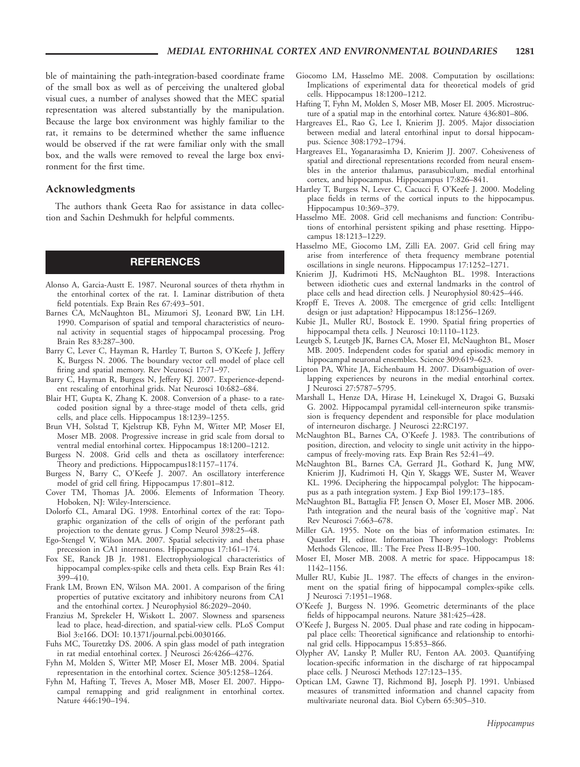ble of maintaining the path-integration-based coordinate frame of the small box as well as of perceiving the unaltered global visual cues, a number of analyses showed that the MEC spatial representation was altered substantially by the manipulation. Because the large box environment was highly familiar to the rat, it remains to be determined whether the same influence would be observed if the rat were familiar only with the small box, and the walls were removed to reveal the large box environment for the first time.

## Acknowledgments

The authors thank Geeta Rao for assistance in data collection and Sachin Deshmukh for helpful comments.

## REFERENCES

Alonso A, Garcia-Austt E. 1987. Neuronal sources of theta rhythm in the entorhinal cortex of the rat. I. Laminar distribution of theta field potentials. Exp Brain Res 67:493–501.

Barnes CA, McNaughton BL, Mizumori SJ, Leonard BW, Lin LH. 1990. Comparison of spatial and temporal characteristics of neuronal activity in sequential stages of hippocampal processing. Prog Brain Res 83:287–300.

Barry C, Lever C, Hayman R, Hartley T, Burton S, O'Keefe J, Jeffery K, Burgess N. 2006. The boundary vector cell model of place cell firing and spatial memory. Rev Neurosci 17:71–97.

Barry C, Hayman R, Burgess N, Jeffery KJ. 2007. Experience-dependent rescaling of entorhinal grids. Nat Neurosci 10:682–684.

Blair HT, Gupta K, Zhang K. 2008. Conversion of a phase- to a rate-coded position signal by a three-stage model of theta cells, grid cells, and place cells. Hippocampus 18:1239–1255.

Brun VH, Solstad T, Kjelstrup KB, Fyhn M, Witter MP, Moser EI, Moser MB. 2008. Progressive increase in grid scale from dorsal to ventral medial entorhinal cortex. Hippocampus 18:1200–1212.

Burgess N. 2008. Grid cells and theta as oscillatory interference: Theory and predictions. Hippocampus18:1157–1174.

Burgess N, Barry C, O'Keefe J. 2007. An oscillatory interference model of grid cell firing. Hippocampus 17:801–812.

Cover TM, Thomas JA. 2006. Elements of Information Theory. Hoboken, NJ: Wiley-Interscience.

Dolorfo CL, Amaral DG. 1998. Entorhinal cortex of the rat: Topographic organization of the cells of origin of the perforant path projection to the dentate gyrus. J Comp Neurol 398:25–48.

Ego-Stengel V, Wilson MA. 2007. Spatial selectivity and theta phase precession in CA1 interneurons. Hippocampus 17:161–174.

Fox SE, Ranck JB Jr. 1981. Electrophysiological characteristics of hippocampal complex-spike cells and theta cells. Exp Brain Res 41: 399–410.

Frank LM, Brown EN, Wilson MA. 2001. A comparison of the firing properties of putative excitatory and inhibitory neurons from CA1 and the entorhinal cortex. J Neurophysiol 86:2029–2040.

Franzius M, Sprekeler H, Wiskott L. 2007. Slowness and sparseness lead to place, head-direction, and spatial-view cells. PLoS Comput Biol 3:e166. DOI: 10.1371/journal.pcbi.0030166.

Fuhs MC, Touretzky DS. 2006. A spin glass model of path integration in rat medial entorhinal cortex. J Neurosci 26:4266–4276.

Fyhn M, Molden S, Witter MP, Moser EI, Moser MB. 2004. Spatial representation in the entorhinal cortex. Science 305:1258–1264.

Fyhn M, Hafting T, Treves A, Moser MB, Moser EI. 2007. Hippocampal remapping and grid realignment in entorhinal cortex. Nature 446:190–194.

Giocomo LM, Hasselmo ME. 2008. Computation by oscillations: Implications of experimental data for theoretical models of grid cells. Hippocampus 18:1200–1212.

Hafting T, Fyhn M, Molden S, Moser MB, Moser EI. 2005. Microstructure of a spatial map in the entorhinal cortex. Nature 436:801–806.

Hargreaves EL, Rao G, Lee I, Knierim JJ. 2005. Major dissociation between medial and lateral entorhinal input to dorsal hippocampus. Science 308:1792–1794.

Hargreaves EL, Yoganarasimha D, Knierim JJ. 2007. Cohesiveness of spatial and directional representations recorded from neural ensembles in the anterior thalamus, parasubiculum, medial entorhinal cortex, and hippocampus. Hippocampus 17:826–841.

Hartley T, Burgess N, Lever C, Cacucci F, O'Keefe J. 2000. Modeling place fields in terms of the cortical inputs to the hippocampus. Hippocampus 10:369–379.

Hasselmo ME. 2008. Grid cell mechanisms and function: Contributions of entorhinal persistent spiking and phase resetting. Hippocampus 18:1213–1229.

Hasselmo ME, Giocomo LM, Zilli EA. 2007. Grid cell firing may arise from interference of theta frequency membrane potential oscillations in single neurons. Hippocampus 17:1252–1271.

Knierim JJ, Kudrimoti HS, McNaughton BL. 1998. Interactions between idiothetic cues and external landmarks in the control of place cells and head direction cells. J Neurophysiol 80:425–446.

Kropff E, Treves A. 2008. The emergence of grid cells: Intelligent design or just adaptation? Hippocampus 18:1256–1269.

Kubie JL, Muller RU, Bostock E. 1990. Spatial firing properties of hippocampal theta cells. J Neurosci 10:1110–1123.

Leutgeb S, Leutgeb JK, Barnes CA, Moser EI, McNaughton BL, Moser MB. 2005. Independent codes for spatial and episodic memory in hippocampal neuronal ensembles. Science 309:619–623.

Lipton PA, White JA, Eichenbaum H. 2007. Disambiguation of overlapping experiences by neurons in the medial entorhinal cortex. J Neurosci 27:5787–5795.

Marshall L, Henze DA, Hirase H, Leinekugel X, Dragoi G, Buzsaki G. 2002. Hippocampal pyramidal cell-interneuron spike transmission is frequency dependent and responsible for place modulation of interneuron discharge. J Neurosci 22:RC197.

McNaughton BL, Barnes CA, O'Keefe J. 1983. The contributions of position, direction, and velocity to single unit activity in the hippocampus of freely-moving rats. Exp Brain Res 52:41–49.

McNaughton BL, Barnes CA, Gerrard JL, Gothard K, Jung MW, Knierim JJ, Kudrimoti H, Qin Y, Skaggs WE, Suster M, Weaver KL. 1996. Deciphering the hippocampal polyglot: The hippocampus as a path integration system. J Exp Biol 199:173–185.

McNaughton BL, Battaglia FP, Jensen O, Moser EI, Moser MB. 2006. Path integration and the neural basis of the 'cognitive map'. Nat Rev Neurosci 7:663–678.

Miller GA. 1955. Note on the bias of information estimates. In: Quastler H, editor. Information Theory Psychology: Problems Methods Glencoe, Ill.: The Free Press II-B:95–100.

Moser EI, Moser MB. 2008. A metric for space. Hippocampus 18: 1142–1156.

Muller RU, Kubie JL. 1987. The effects of changes in the environment on the spatial firing of hippocampal complex-spike cells. J Neurosci 7:1951–1968.

O'Keefe J, Burgess N. 1996. Geometric determinants of the place fields of hippocampal neurons. Nature 381:425–428.

O'Keefe J, Burgess N. 2005. Dual phase and rate coding in hippocampal place cells: Theoretical significance and relationship to entorhinal grid cells. Hippocampus 15:853–866.

Olypher AV, Lansky P, Muller RU, Fenton AA. 2003. Quantifying location-specific information in the discharge of rat hippocampal place cells. J Neurosci Methods 127:123–135.

Optican LM, Gawne TJ, Richmond BJ, Joseph PJ. 1991. Unbiased measures of transmitted information and channel capacity from multivariate neuronal data. Biol Cybern 65:305–310.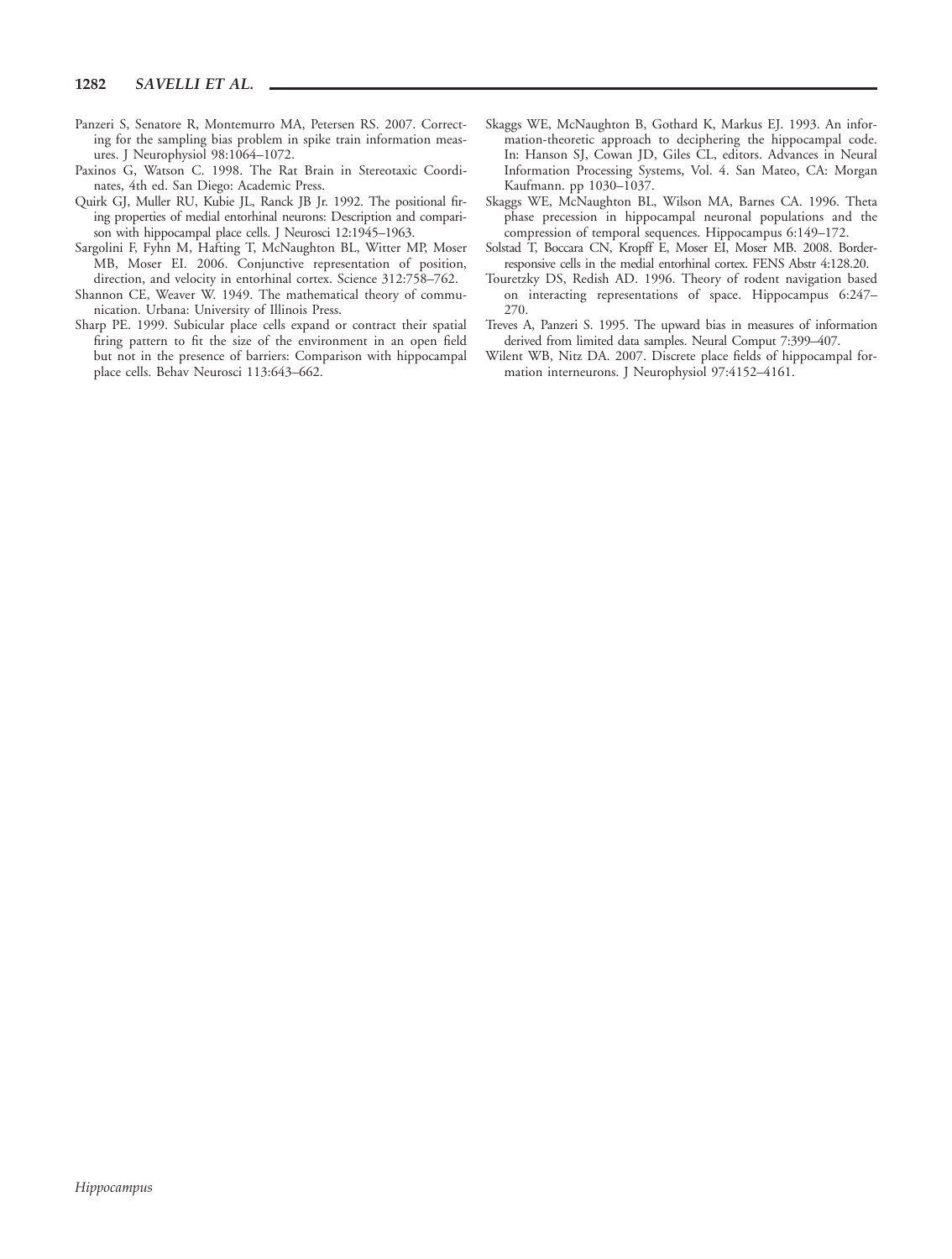Panzeri S, Senatore R, Montemurro MA, Petersen RS. 2007. Correcting for the sampling bias problem in spike train information measures. J Neurophysiol 98:1064–1072.

Paxinos G, Watson C. 1998. The Rat Brain in Stereotaxic Coordinates, 4th ed. San Diego: Academic Press.

Quirk GJ, Muller RU, Kubie JL, Ranck JB Jr. 1992. The positional firing properties of medial entorhinal neurons: Description and comparison with hippocampal place cells. J Neurosci 12:1945–1963.

Sargolini F, Fyhn M, Hafting T, McNaughton BL, Witter MP, Moser MB, Moser EI. 2006. Conjunctive representation of position, direction, and velocity in entorhinal cortex. Science 312:758–762.

Shannon CE, Weaver W. 1949. The mathematical theory of communication. Urbana: University of Illinois Press.

Sharp PE. 1999. Subicular place cells expand or contract their spatial firing pattern to fit the size of the environment in an open field but not in the presence of barriers: Comparison with hippocampal place cells. Behav Neurosci 113:643–662.

Skaggs WE, McNaughton B, Gothard K, Markus EJ. 1993. An information-theoretic approach to deciphering the hippocampal code. In: Hanson SJ, Cowan JD, Giles CL, editors. Advances in Neural Information Processing Systems, Vol. 4. San Mateo, CA: Morgan Kaufmann. pp 1030–1037.

Skaggs WE, McNaughton BL, Wilson MA, Barnes CA. 1996. Theta phase precession in hippocampal neuronal populations and the compression of temporal sequences. Hippocampus 6:149–172.

Solstad T, Boccara CN, Kropff E, Moser EI, Moser MB. 2008. Border-responsive cells in the medial entorhinal cortex. FENS Abstr 4:128.20.

Touretzky DS, Redish AD. 1996. Theory of rodent navigation based on interacting representations of space. Hippocampus 6:247–270.

Treves A, Panzeri S. 1995. The upward bias in measures of information derived from limited data samples. Neural Comput 7:399–407.

Wilent WB, Nitz DA. 2007. Discrete place fields of hippocampal formation interneurons. J Neurophysiol 97:4152–4161.